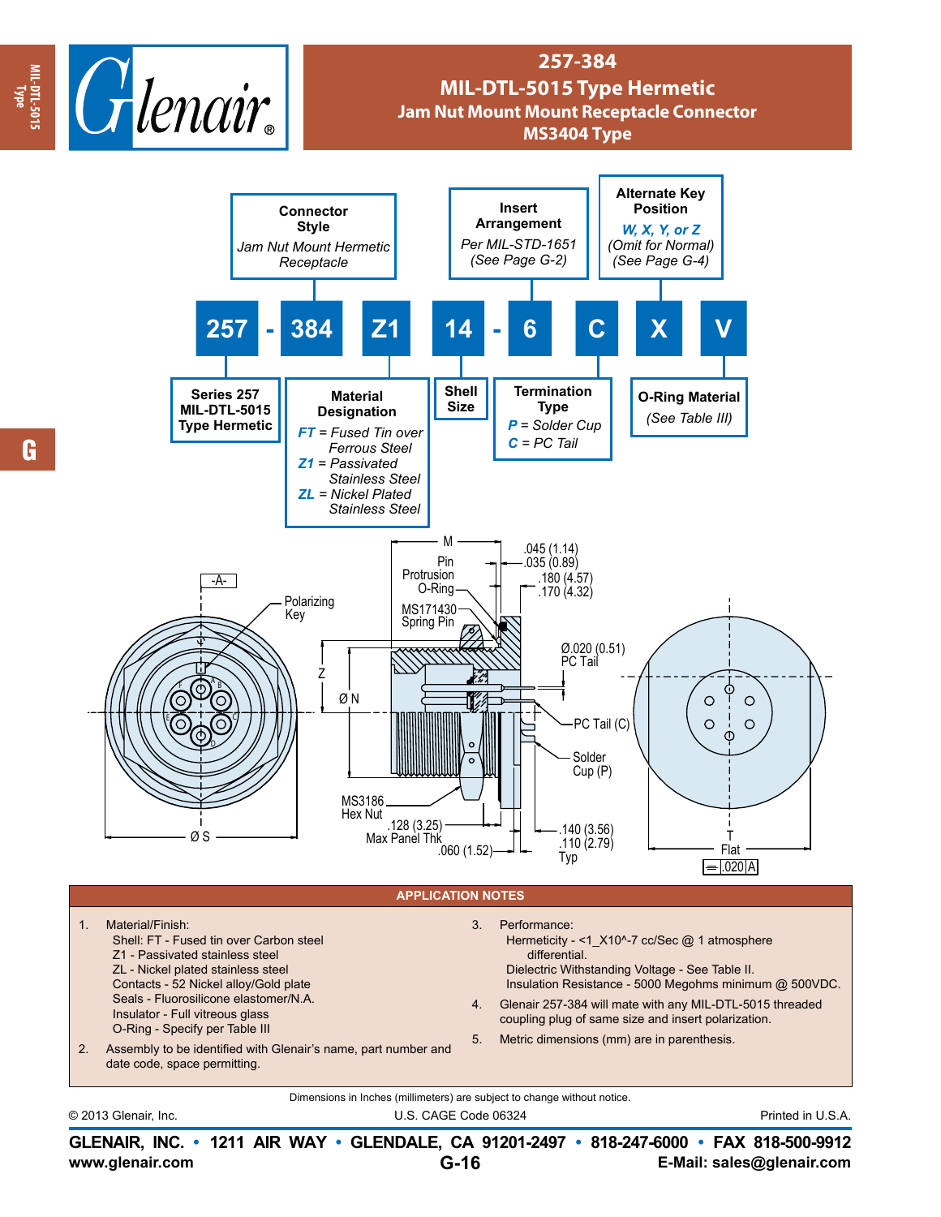# 257-384

## MIL-DTL-5015 Type Hermetic

### Jam Nut Mount Mount Receptacle Connector

### MS3404 Type

**257 - 384 Z1 14 - 6 C X V**

| Field | Description |
|---|---|
| 257 | Series 257 MIL-DTL-5015 Type Hermetic |
| 384 | Connector Style: *Jam Nut Mount Hermetic Receptacle* |
| Z1 | Material Designation: *FT* = Fused Tin over Ferrous Steel; *Z1* = Passivated Stainless Steel; *ZL* = Nickel Plated Stainless Steel |
| 14 | Shell Size |
| 6 | Insert Arrangement: *Per MIL-STD-1651 (See Page G-2)* |
| C | Termination Type: *P* = Solder Cup; *C* = PC Tail |
| X | Alternate Key Position: *W, X, Y, or Z (Omit for Normal) (See Page G-4)* |
| V | O-Ring Material *(See Table III)* |

Drawing labels: -A-; Polarizing Key; Z; Ø N; Ø S; M; Pin Protrusion; O-Ring; MS171430 Spring Pin; MS3186 Hex Nut; .045 (1.14) / .035 (0.89); .180 (4.57) / .170 (4.32); Ø.020 (0.51) PC Tail; PC Tail (C); Solder Cup (P); .128 (3.25) Max Panel Thk; .060 (1.52); .140 (3.56) / .110 (2.79) Typ; T Flat; .020 A

## APPLICATION NOTES

1. Material/Finish:
   Shell: FT - Fused tin over Carbon steel
   Z1 - Passivated stainless steel
   ZL - Nickel plated stainless steel
   Contacts - 52 Nickel alloy/Gold plate
   Seals - Fluorosilicone elastomer/N.A.
   Insulator - Full vitreous glass
   O-Ring - Specify per Table III
2. Assembly to be identified with Glenair's name, part number and date code, space permitting.
3. Performance:
   Hermeticity - <1_X10^-7 cc/Sec @ 1 atmosphere differential.
   Dielectric Withstanding Voltage - See Table II.
   Insulation Resistance - 5000 Megohms minimum @ 500VDC.
4. Glenair 257-384 will mate with any MIL-DTL-5015 threaded coupling plug of same size and insert polarization.
5. Metric dimensions (mm) are in parenthesis.

Dimensions in Inches (millimeters) are subject to change without notice.

© 2013 Glenair, Inc. U.S. CAGE Code 06324 Printed in U.S.A.

**GLENAIR, INC. • 1211 AIR WAY • GLENDALE, CA 91201-2497 • 818-247-6000 • FAX 818-500-9912**
www.glenair.com G-16 E-Mail: sales@glenair.com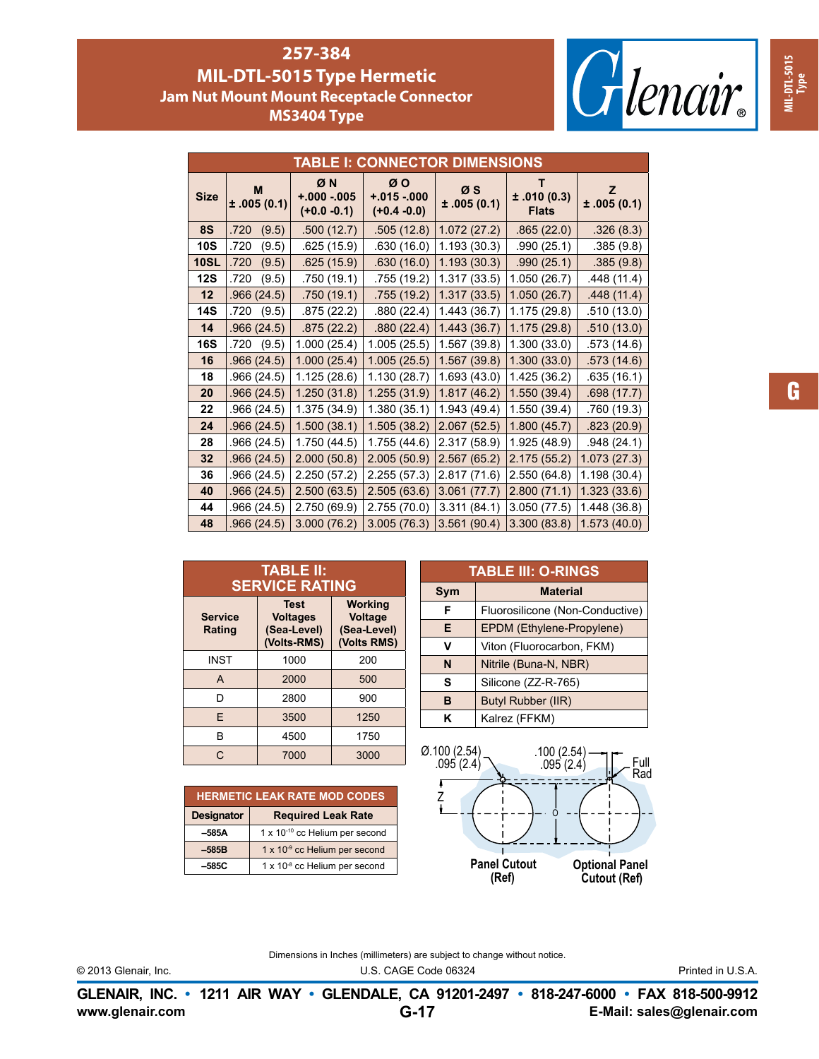# 257-384
## MIL-DTL-5015 Type Hermetic
### Jam Nut Mount Mount Receptacle Connector
### MS3404 Type

| TABLE I: CONNECTOR DIMENSIONS | | | | | | |
|---|---|---|---|---|---|---|
| Size | M ± .005 (0.1) | Ø N +.000 -.005 (+0.0 -0.1) | Ø O +.015 -.000 (+0.4 -0.0) | Ø S ± .005 (0.1) | T ± .010 (0.3) Flats | Z ± .005 (0.1) |
| 8S | .720 (9.5) | .500 (12.7) | .505 (12.8) | 1.072 (27.2) | .865 (22.0) | .326 (8.3) |
| 10S | .720 (9.5) | .625 (15.9) | .630 (16.0) | 1.193 (30.3) | .990 (25.1) | .385 (9.8) |
| 10SL | .720 (9.5) | .625 (15.9) | .630 (16.0) | 1.193 (30.3) | .990 (25.1) | .385 (9.8) |
| 12S | .720 (9.5) | .750 (19.1) | .755 (19.2) | 1.317 (33.5) | 1.050 (26.7) | .448 (11.4) |
| 12 | .966 (24.5) | .750 (19.1) | .755 (19.2) | 1.317 (33.5) | 1.050 (26.7) | .448 (11.4) |
| 14S | .720 (9.5) | .875 (22.2) | .880 (22.4) | 1.443 (36.7) | 1.175 (29.8) | .510 (13.0) |
| 14 | .966 (24.5) | .875 (22.2) | .880 (22.4) | 1.443 (36.7) | 1.175 (29.8) | .510 (13.0) |
| 16S | .720 (9.5) | 1.000 (25.4) | 1.005 (25.5) | 1.567 (39.8) | 1.300 (33.0) | .573 (14.6) |
| 16 | .966 (24.5) | 1.000 (25.4) | 1.005 (25.5) | 1.567 (39.8) | 1.300 (33.0) | .573 (14.6) |
| 18 | .966 (24.5) | 1.125 (28.6) | 1.130 (28.7) | 1.693 (43.0) | 1.425 (36.2) | .635 (16.1) |
| 20 | .966 (24.5) | 1.250 (31.8) | 1.255 (31.9) | 1.817 (46.2) | 1.550 (39.4) | .698 (17.7) |
| 22 | .966 (24.5) | 1.375 (34.9) | 1.380 (35.1) | 1.943 (49.4) | 1.550 (39.4) | .760 (19.3) |
| 24 | .966 (24.5) | 1.500 (38.1) | 1.505 (38.2) | 2.067 (52.5) | 1.800 (45.7) | .823 (20.9) |
| 28 | .966 (24.5) | 1.750 (44.5) | 1.755 (44.6) | 2.317 (58.9) | 1.925 (48.9) | .948 (24.1) |
| 32 | .966 (24.5) | 2.000 (50.8) | 2.005 (50.9) | 2.567 (65.2) | 2.175 (55.2) | 1.073 (27.3) |
| 36 | .966 (24.5) | 2.250 (57.2) | 2.255 (57.3) | 2.817 (71.6) | 2.550 (64.8) | 1.198 (30.4) |
| 40 | .966 (24.5) | 2.500 (63.5) | 2.505 (63.6) | 3.061 (77.7) | 2.800 (71.1) | 1.323 (33.6) |
| 44 | .966 (24.5) | 2.750 (69.9) | 2.755 (70.0) | 3.311 (84.1) | 3.050 (77.5) | 1.448 (36.8) |
| 48 | .966 (24.5) | 3.000 (76.2) | 3.005 (76.3) | 3.561 (90.4) | 3.300 (83.8) | 1.573 (40.0) |

| TABLE II: SERVICE RATING | | |
|---|---|---|
| Service Rating | Test Voltages (Sea-Level) (Volts-RMS) | Working Voltage (Sea-Level) (Volts RMS) |
| INST | 1000 | 200 |
| A | 2000 | 500 |
| D | 2800 | 900 |
| E | 3500 | 1250 |
| B | 4500 | 1750 |
| C | 7000 | 3000 |

| HERMETIC LEAK RATE MOD CODES | |
|---|---|
| Designator | Required Leak Rate |
| –585A | 1 x $10^{-10}$ cc Helium per second |
| –585B | 1 x $10^{-9}$ cc Helium per second |
| –585C | 1 x $10^{-8}$ cc Helium per second |

| TABLE III: O-RINGS | |
|---|---|
| Sym | Material |
| F | Fluorosilicone (Non-Conductive) |
| E | EPDM (Ethylene-Propylene) |
| V | Viton (Fluorocarbon, FKM) |
| N | Nitrile (Buna-N, NBR) |
| S | Silicone (ZZ-R-765) |
| B | Butyl Rubber (IIR) |
| K | Kalrez (FFKM) |

Ø.100 (2.54)
.095 (2.4)
.100 (2.54)
.095 (2.4)
Full Rad
Z
O

Panel Cutout (Ref)

Optional Panel Cutout (Ref)

Dimensions in Inches (millimeters) are subject to change without notice.

© 2013 Glenair, Inc. U.S. CAGE Code 06324 Printed in U.S.A.

**GLENAIR, INC. • 1211 AIR WAY • GLENDALE, CA 91201-2497 • 818-247-6000 • FAX 818-500-9912**
**www.glenair.com** **E-Mail: sales@glenair.com**